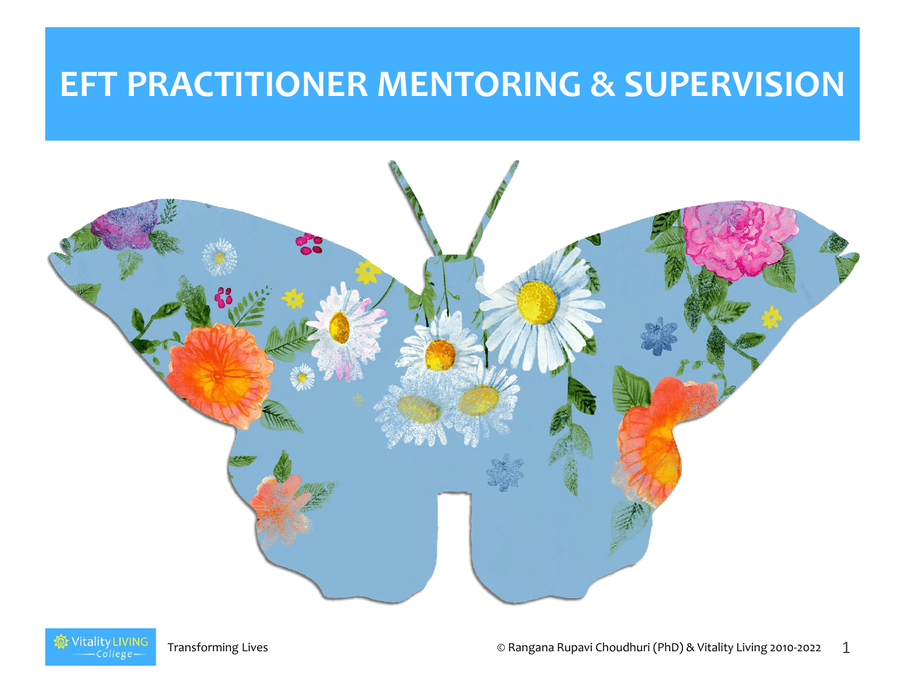# EFT PRACTITIONER MENTORING & SUPERVISION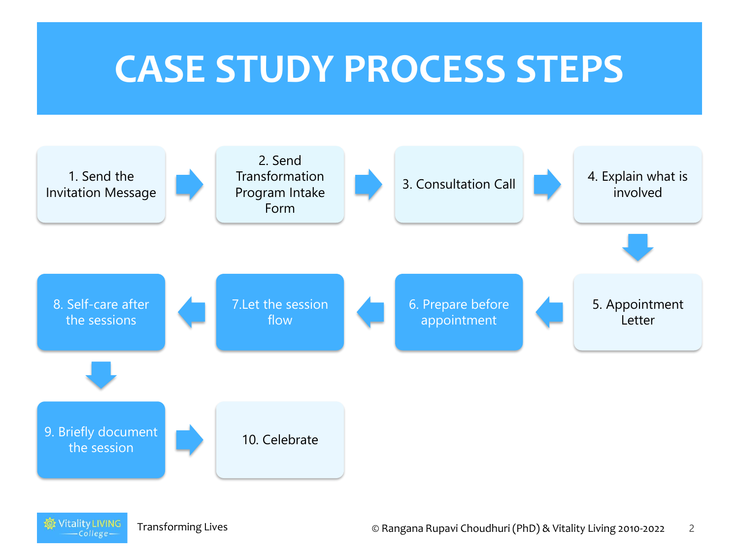# CASE STUDY PROCESS STEPS

1. Send the Invitation Message
2. Send Transformation Program Intake Form
3. Consultation Call
4. Explain what is involved
5. Appointment Letter
6. Prepare before appointment
7. Let the session flow
8. Self-care after the sessions
9. Briefly document the session
10. Celebrate

Transforming Lives

© Rangana Rupavi Choudhuri (PhD) & Vitality Living 2010-2022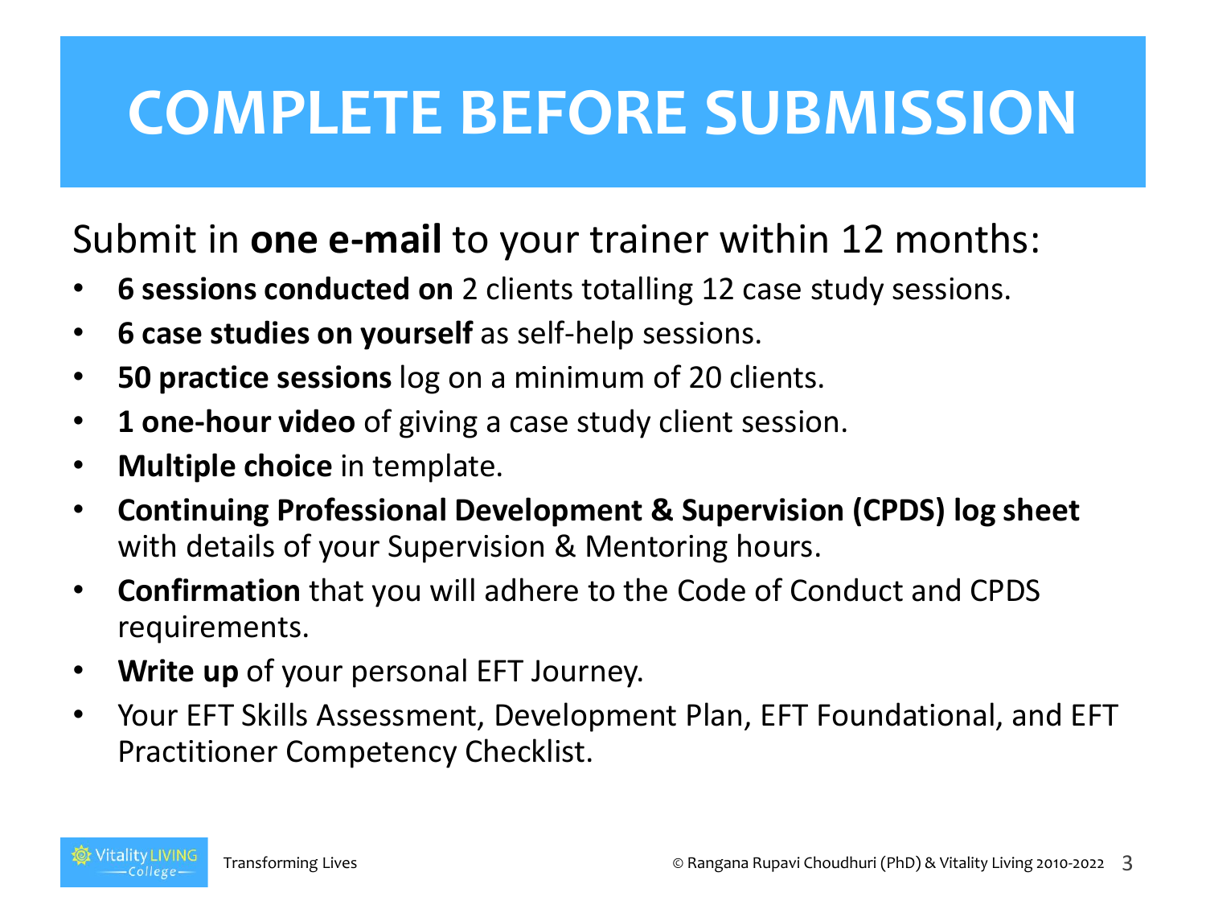# COMPLETE BEFORE SUBMISSION

Submit in **one e-mail** to your trainer within 12 months:

- **6 sessions conducted on** 2 clients totalling 12 case study sessions.
- **6 case studies on yourself** as self-help sessions.
- **50 practice sessions** log on a minimum of 20 clients.
- **1 one-hour video** of giving a case study client session.
- **Multiple choice** in template.
- **Continuing Professional Development & Supervision (CPDS) log sheet** with details of your Supervision & Mentoring hours.
- **Confirmation** that you will adhere to the Code of Conduct and CPDS requirements.
- **Write up** of your personal EFT Journey.
- Your EFT Skills Assessment, Development Plan, EFT Foundational, and EFT Practitioner Competency Checklist.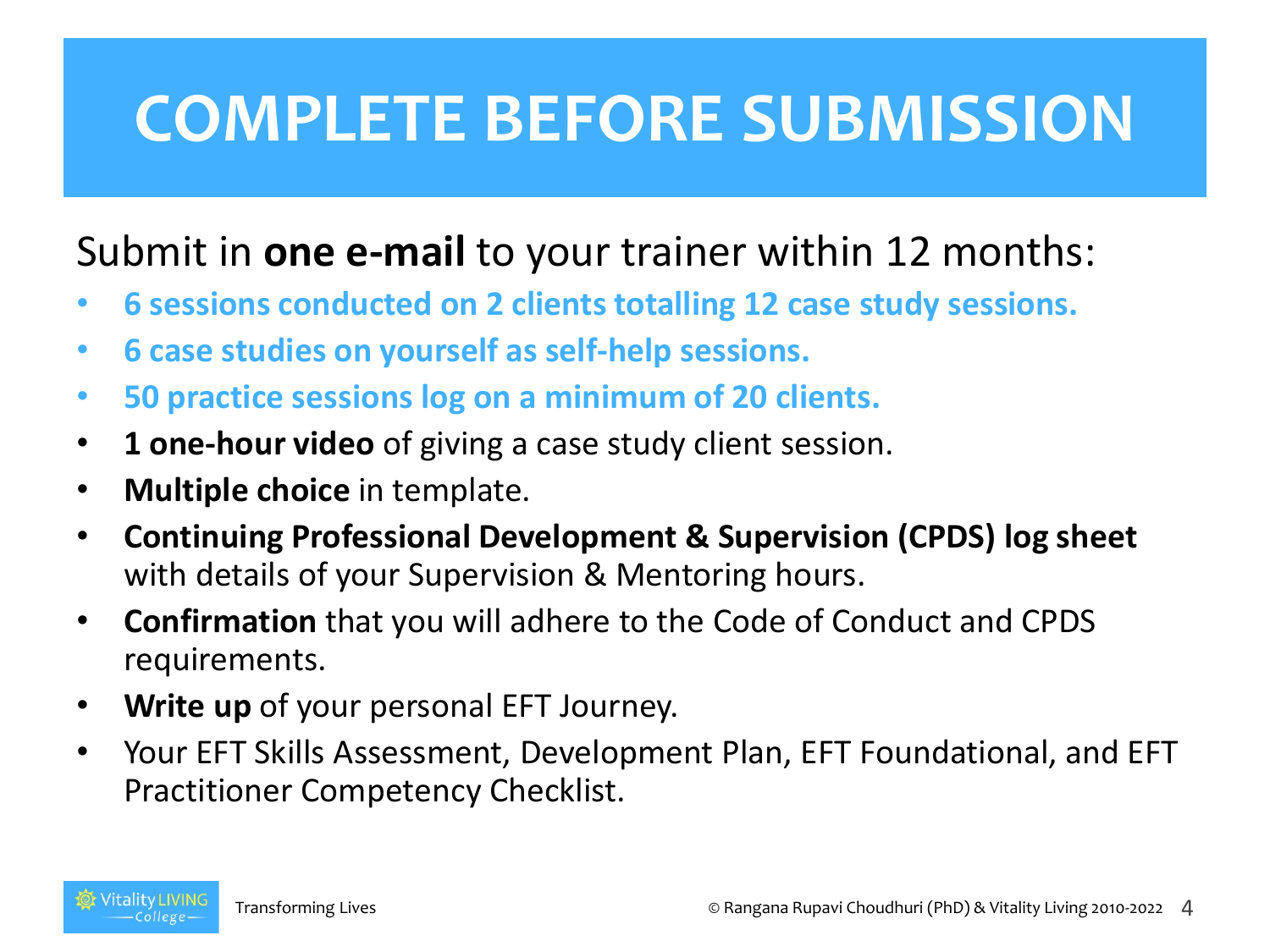# COMPLETE BEFORE SUBMISSION

Submit in **one e-mail** to your trainer within 12 months:

- **6 sessions conducted on 2 clients totalling 12 case study sessions.**
- **6 case studies on yourself as self-help sessions.**
- **50 practice sessions log on a minimum of 20 clients.**
- **1 one-hour video** of giving a case study client session.
- **Multiple choice** in template.
- **Continuing Professional Development & Supervision (CPDS) log sheet** with details of your Supervision & Mentoring hours.
- **Confirmation** that you will adhere to the Code of Conduct and CPDS requirements.
- **Write up** of your personal EFT Journey.
- Your EFT Skills Assessment, Development Plan, EFT Foundational, and EFT Practitioner Competency Checklist.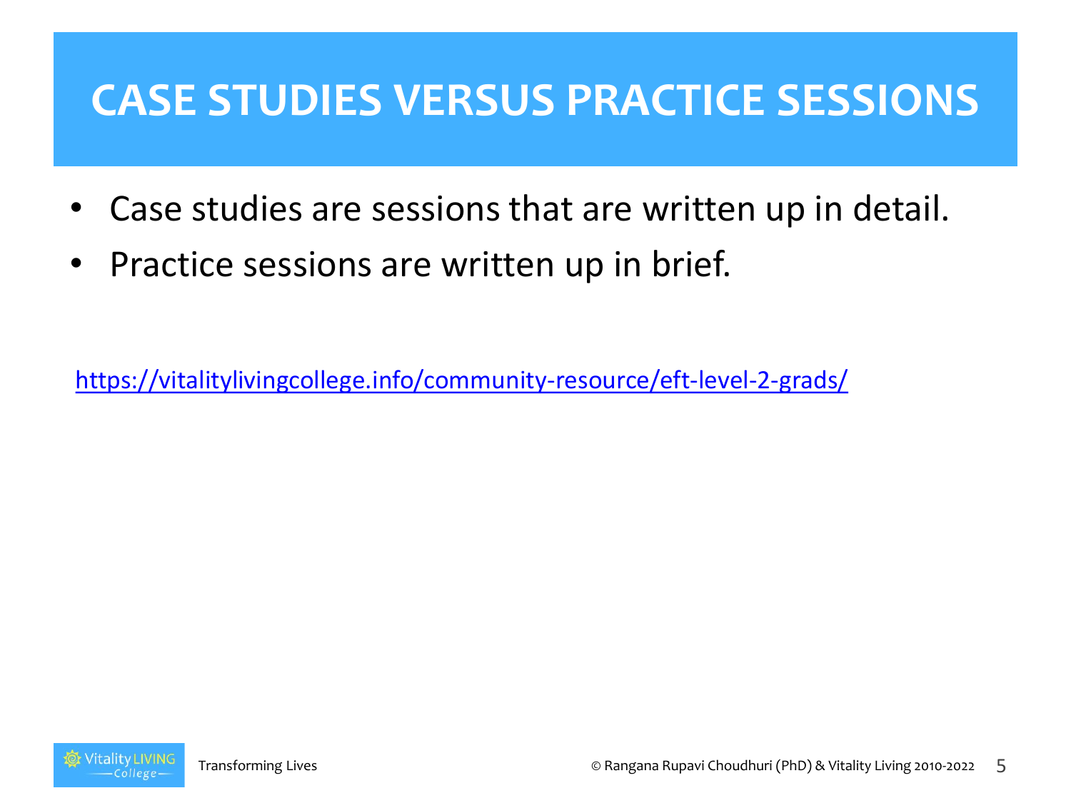# CASE STUDIES VERSUS PRACTICE SESSIONS

- Case studies are sessions that are written up in detail.
- Practice sessions are written up in brief.

https://vitalitylivingcollege.info/community-resource/eft-level-2-grads/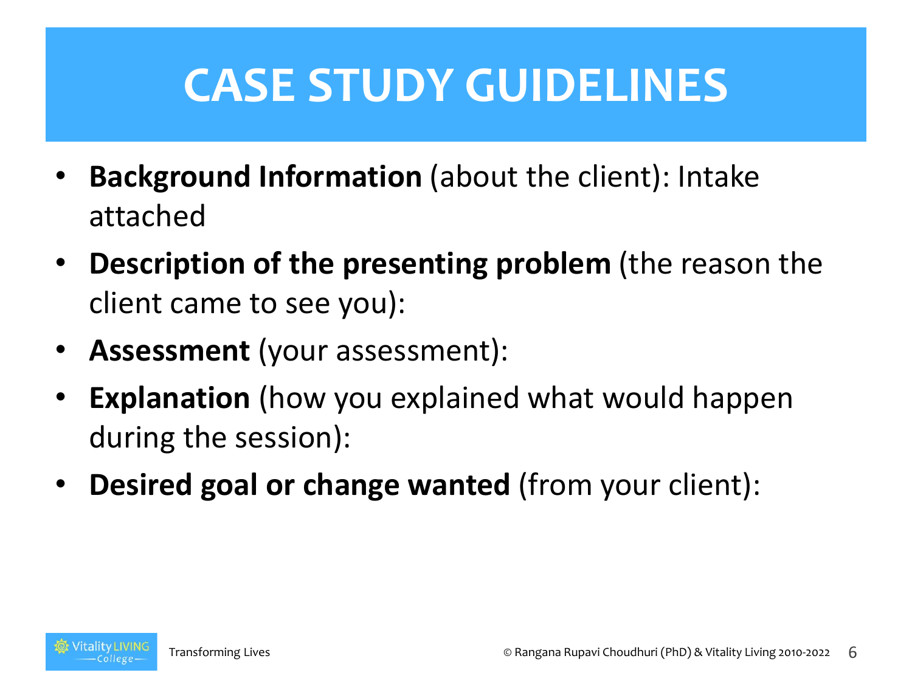# CASE STUDY GUIDELINES

- **Background Information** (about the client): Intake attached
- **Description of the presenting problem** (the reason the client came to see you):
- **Assessment** (your assessment):
- **Explanation** (how you explained what would happen during the session):
- **Desired goal or change wanted** (from your client):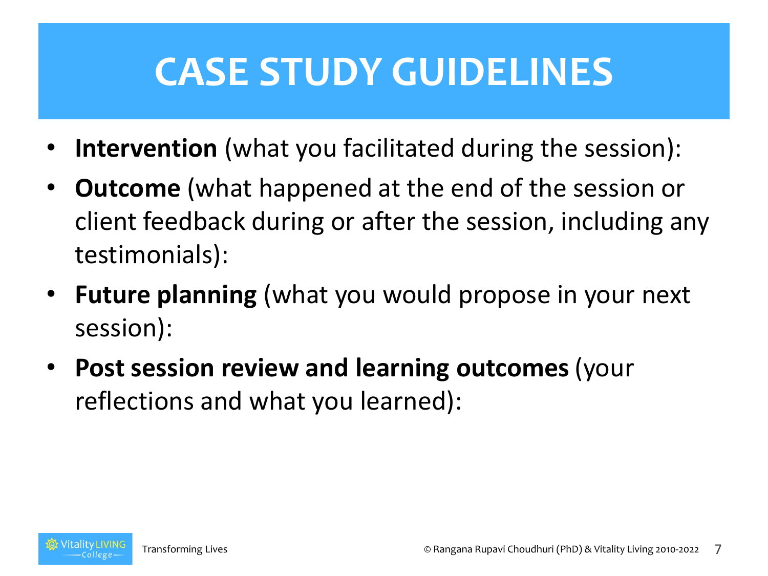# CASE STUDY GUIDELINES

- **Intervention** (what you facilitated during the session):
- **Outcome** (what happened at the end of the session or client feedback during or after the session, including any testimonials):
- **Future planning** (what you would propose in your next session):
- **Post session review and learning outcomes** (your reflections and what you learned):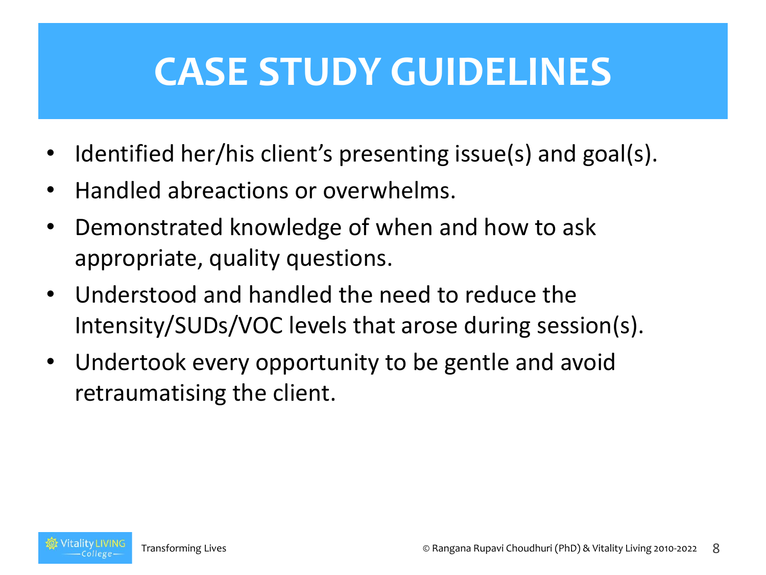# CASE STUDY GUIDELINES

- Identified her/his client's presenting issue(s) and goal(s).
- Handled abreactions or overwhelms.
- Demonstrated knowledge of when and how to ask appropriate, quality questions.
- Understood and handled the need to reduce the Intensity/SUDs/VOC levels that arose during session(s).
- Undertook every opportunity to be gentle and avoid retraumatising the client.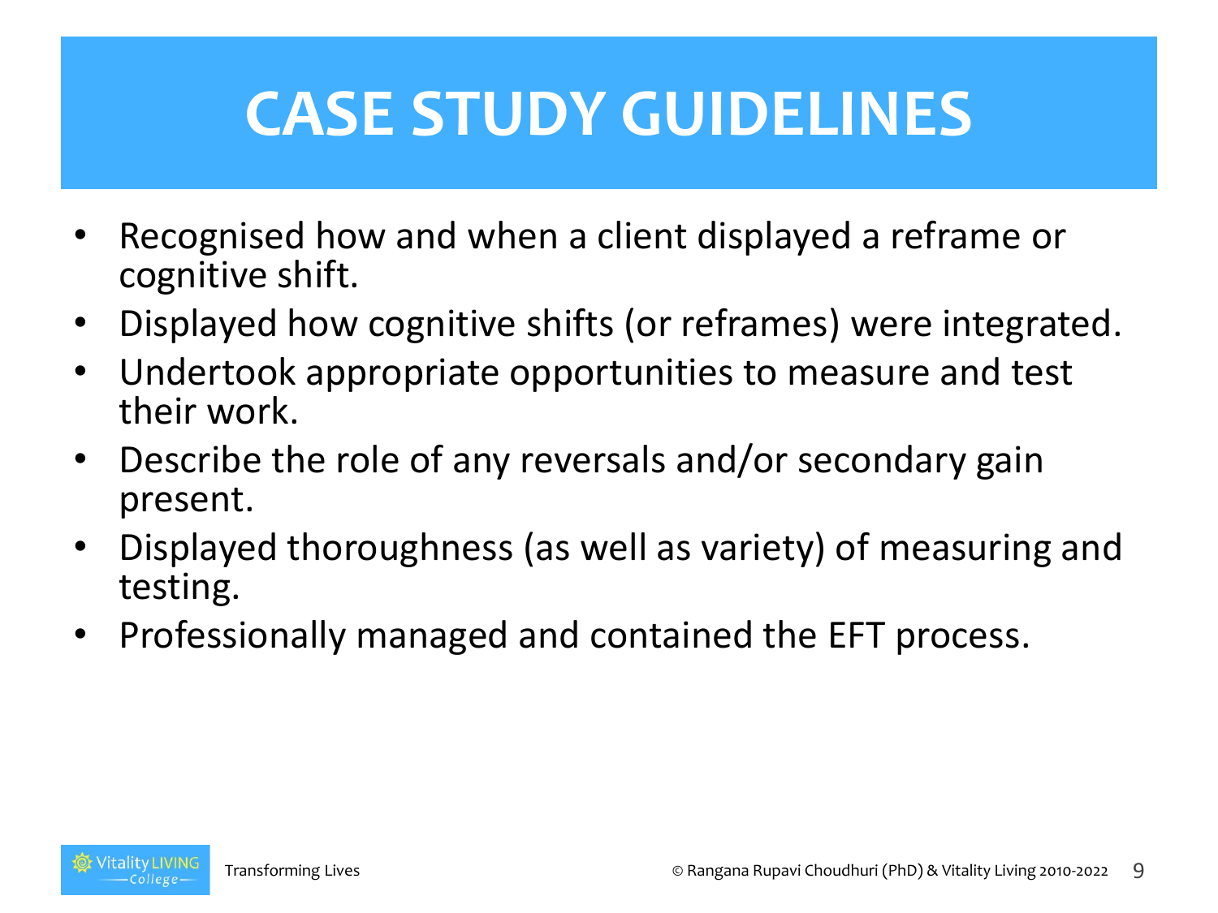# CASE STUDY GUIDELINES

- Recognised how and when a client displayed a reframe or cognitive shift.
- Displayed how cognitive shifts (or reframes) were integrated.
- Undertook appropriate opportunities to measure and test their work.
- Describe the role of any reversals and/or secondary gain present.
- Displayed thoroughness (as well as variety) of measuring and testing.
- Professionally managed and contained the EFT process.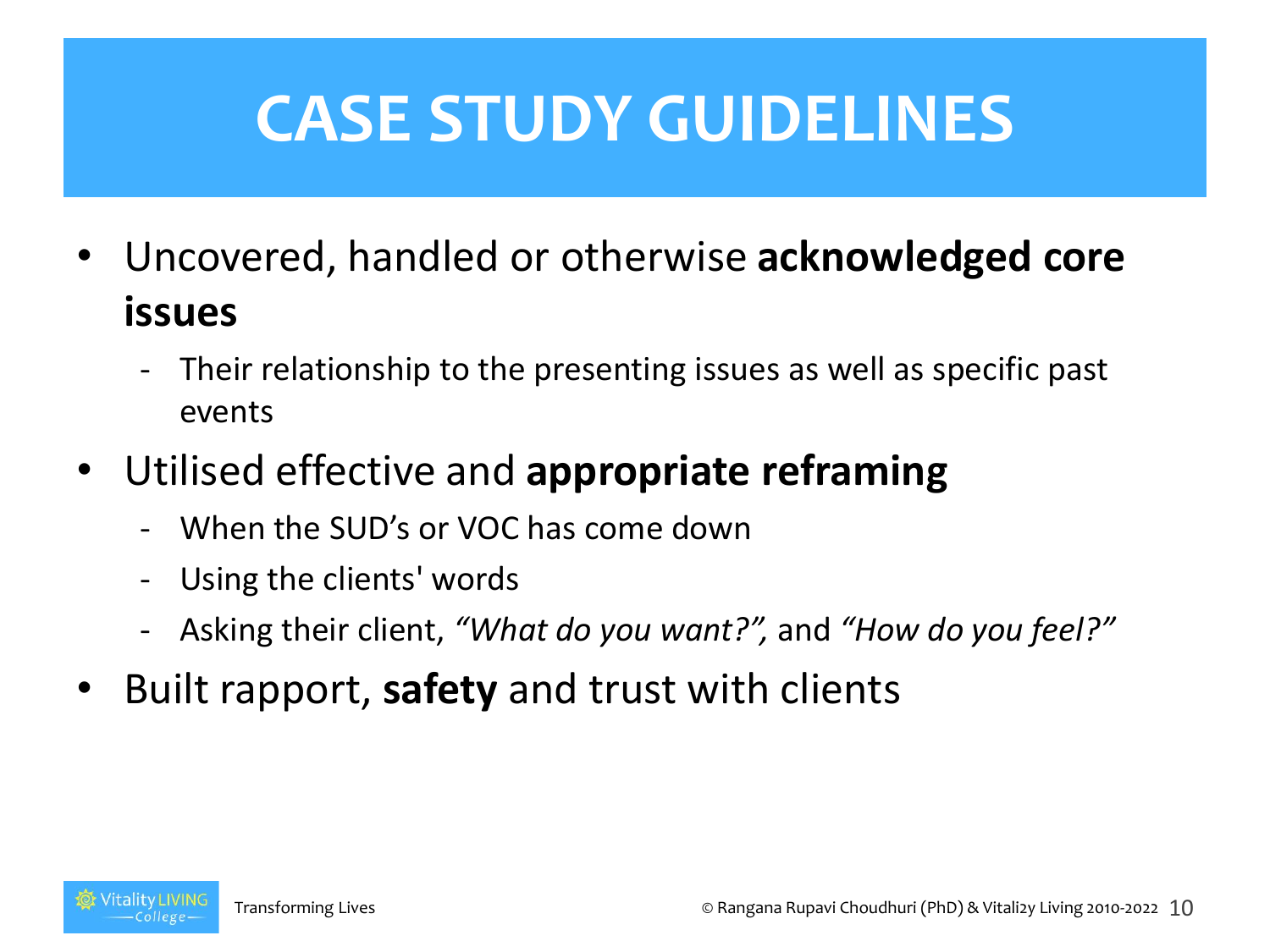# CASE STUDY GUIDELINES

- Uncovered, handled or otherwise **acknowledged core issues**
  - Their relationship to the presenting issues as well as specific past events
- Utilised effective and **appropriate reframing**
  - When the SUD's or VOC has come down
  - Using the clients' words
  - Asking their client, *"What do you want?",* and *"How do you feel?"*
- Built rapport, **safety** and trust with clients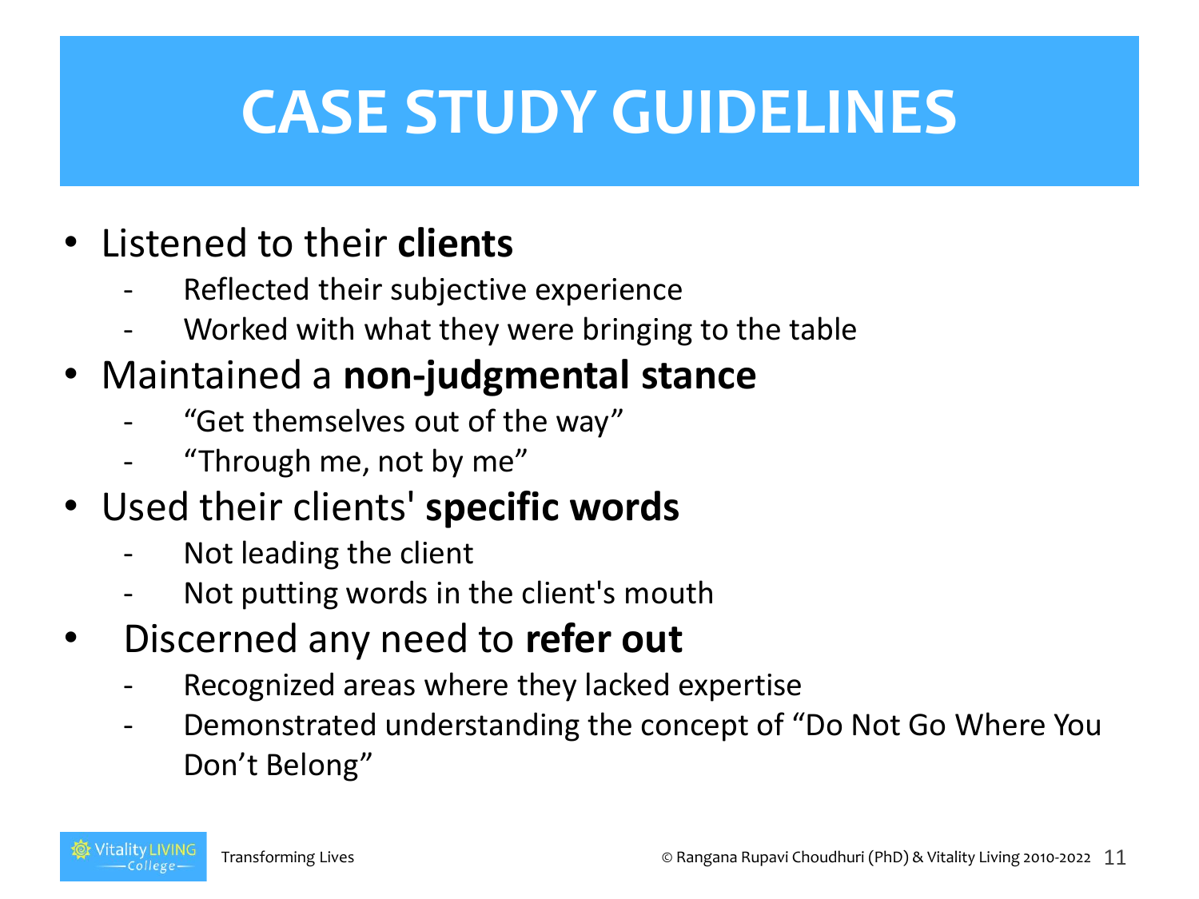# CASE STUDY GUIDELINES

- Listened to their **clients**
  - Reflected their subjective experience
  - Worked with what they were bringing to the table
- Maintained a **non-judgmental stance**
  - "Get themselves out of the way"
  - "Through me, not by me"
- Used their clients' **specific words**
  - Not leading the client
  - Not putting words in the client's mouth
- Discerned any need to **refer out**
  - Recognized areas where they lacked expertise
  - Demonstrated understanding the concept of "Do Not Go Where You Don't Belong"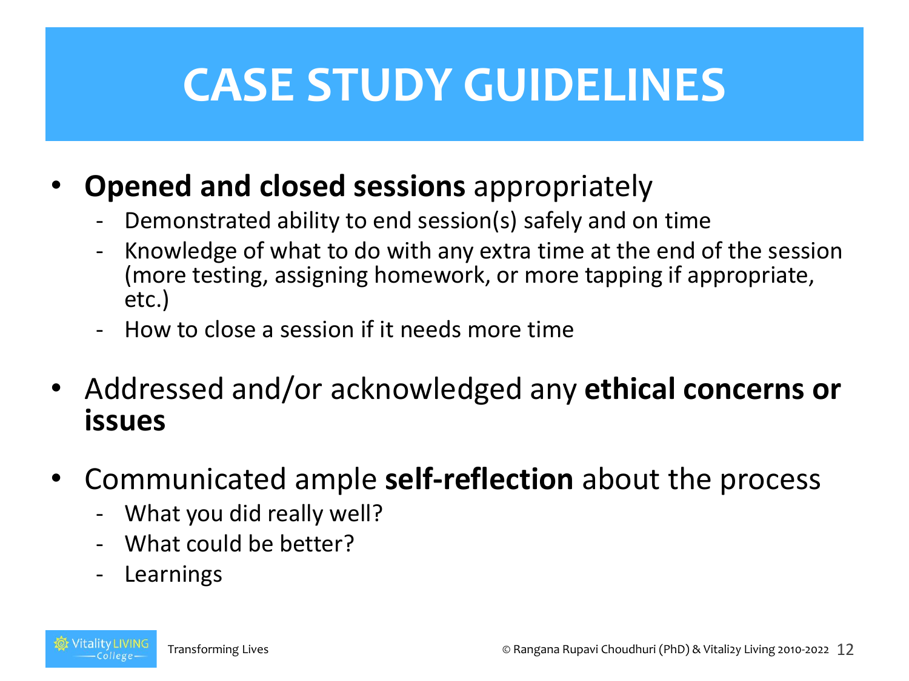# CASE STUDY GUIDELINES

- **Opened and closed sessions** appropriately
  - Demonstrated ability to end session(s) safely and on time
  - Knowledge of what to do with any extra time at the end of the session (more testing, assigning homework, or more tapping if appropriate, etc.)
  - How to close a session if it needs more time
- Addressed and/or acknowledged any **ethical concerns or issues**
- Communicated ample **self-reflection** about the process
  - What you did really well?
  - What could be better?
  - Learnings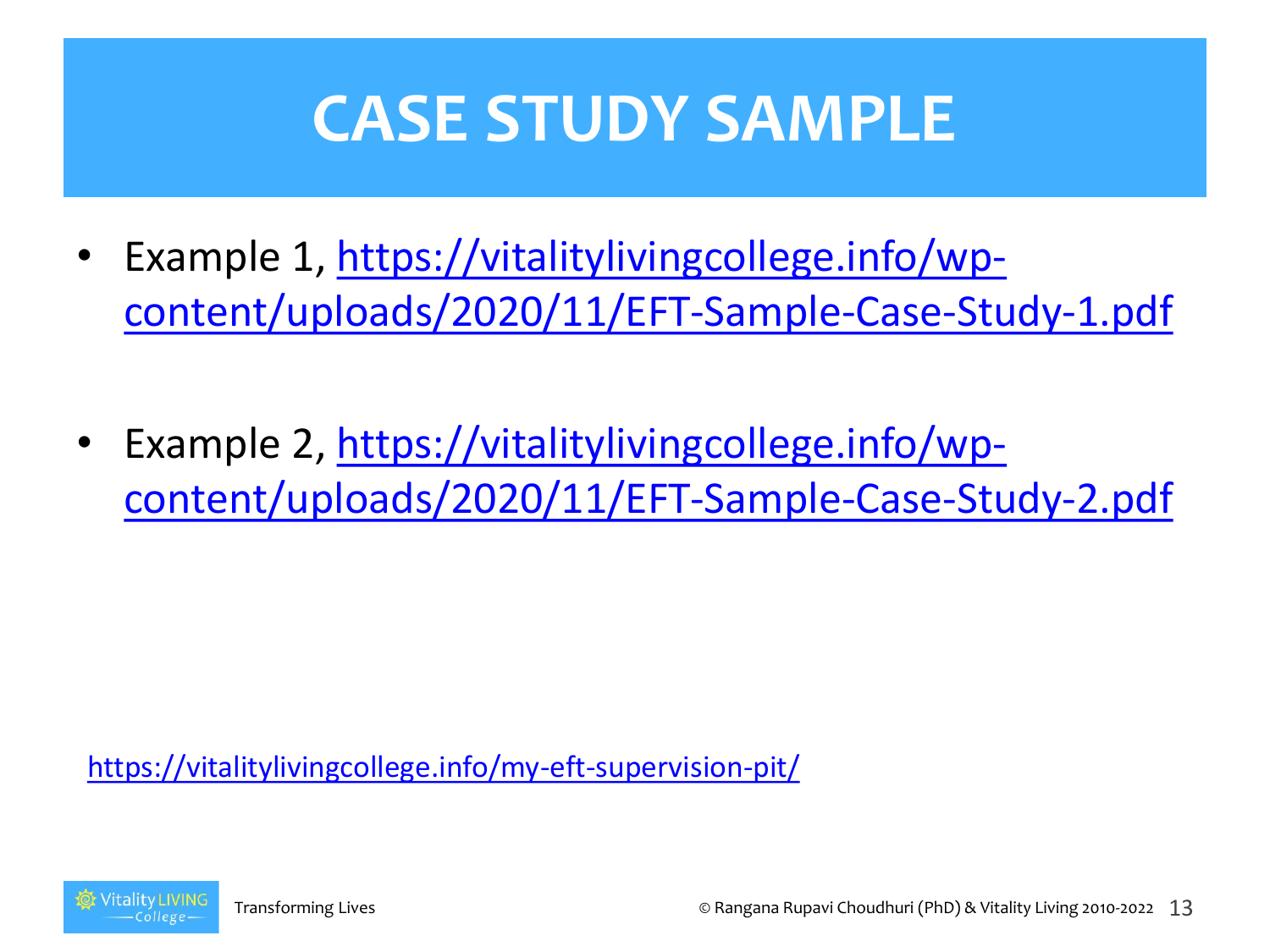# CASE STUDY SAMPLE

- Example 1, https://vitalitylivingcollege.info/wp-content/uploads/2020/11/EFT-Sample-Case-Study-1.pdf
- Example 2, https://vitalitylivingcollege.info/wp-content/uploads/2020/11/EFT-Sample-Case-Study-2.pdf

https://vitalitylivingcollege.info/my-eft-supervision-pit/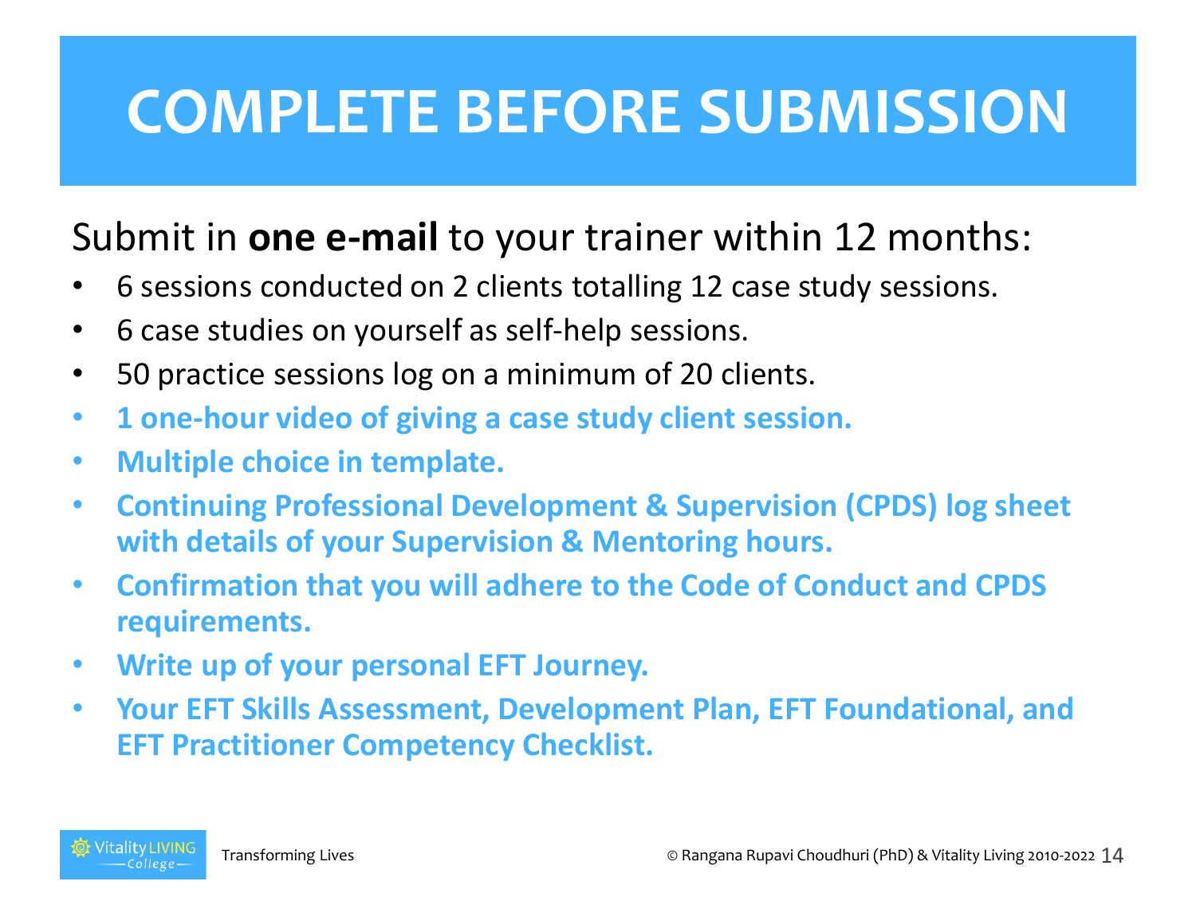# COMPLETE BEFORE SUBMISSION

Submit in **one e-mail** to your trainer within 12 months:

- 6 sessions conducted on 2 clients totalling 12 case study sessions.
- 6 case studies on yourself as self-help sessions.
- 50 practice sessions log on a minimum of 20 clients.
- **1 one-hour video of giving a case study client session.**
- **Multiple choice in template.**
- **Continuing Professional Development & Supervision (CPDS) log sheet with details of your Supervision & Mentoring hours.**
- **Confirmation that you will adhere to the Code of Conduct and CPDS requirements.**
- **Write up of your personal EFT Journey.**
- **Your EFT Skills Assessment, Development Plan, EFT Foundational, and EFT Practitioner Competency Checklist.**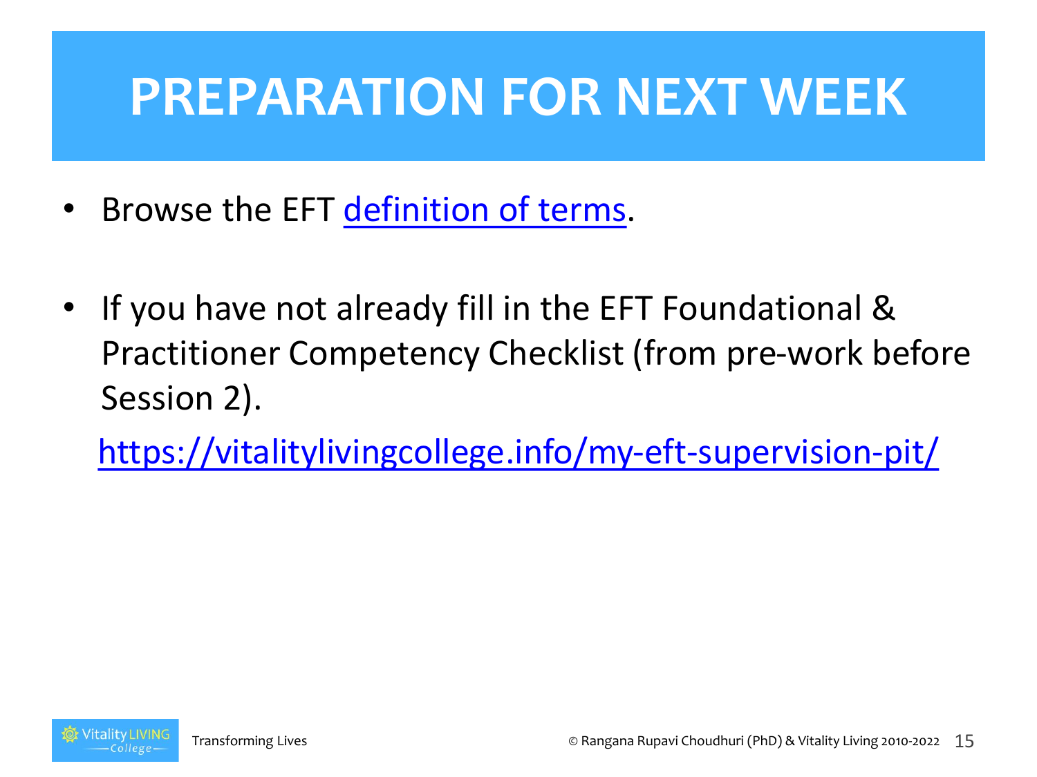# PREPARATION FOR NEXT WEEK

- Browse the EFT definition of terms.

- If you have not already fill in the EFT Foundational & Practitioner Competency Checklist (from pre-work before Session 2).

  https://vitalitylivingcollege.info/my-eft-supervision-pit/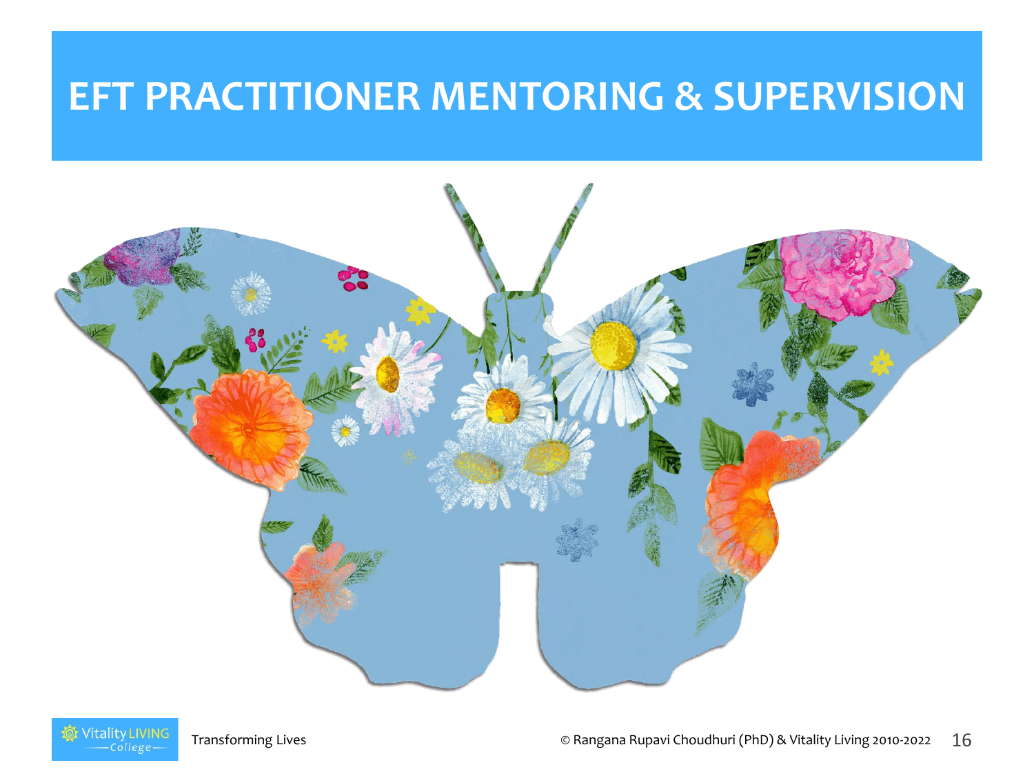# EFT PRACTITIONER MENTORING & SUPERVISION